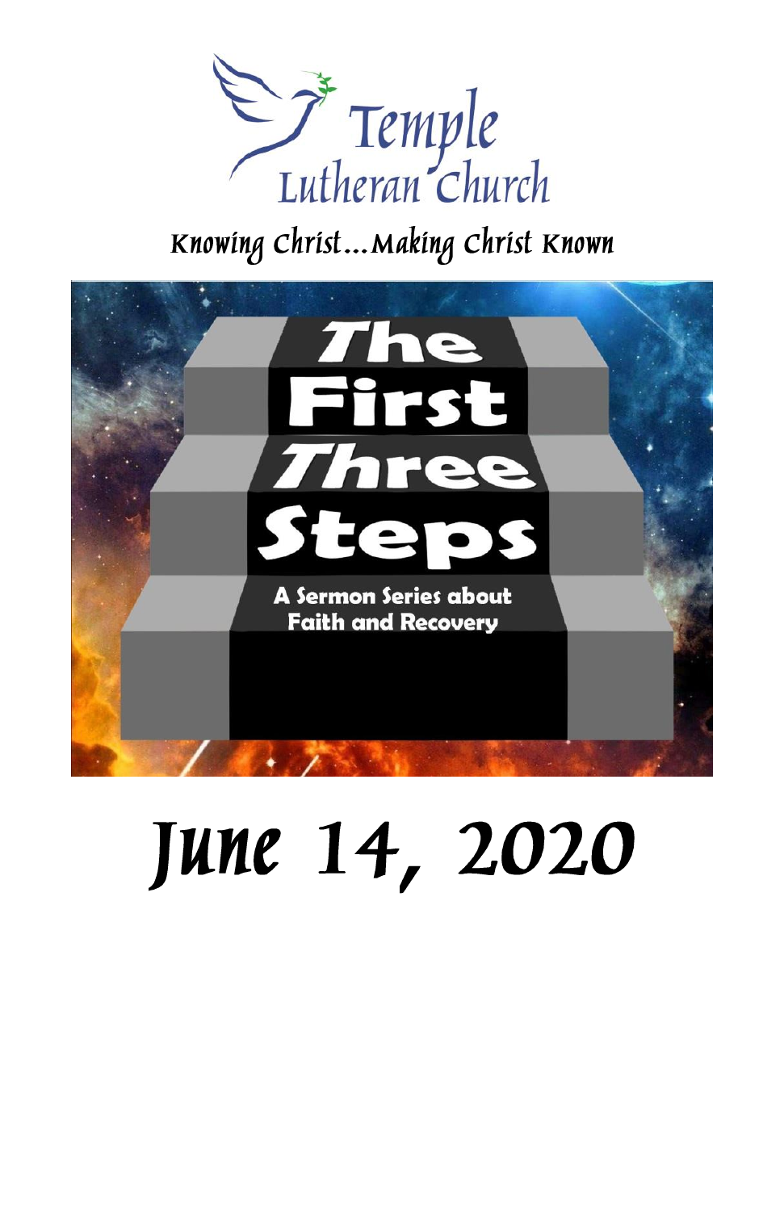# Temple Lutheran Church

*Knowing Christ…Making Christ Known*

# The First Three Steps

**A Sermon Series about Faith and Recovery**

# June 14, 2020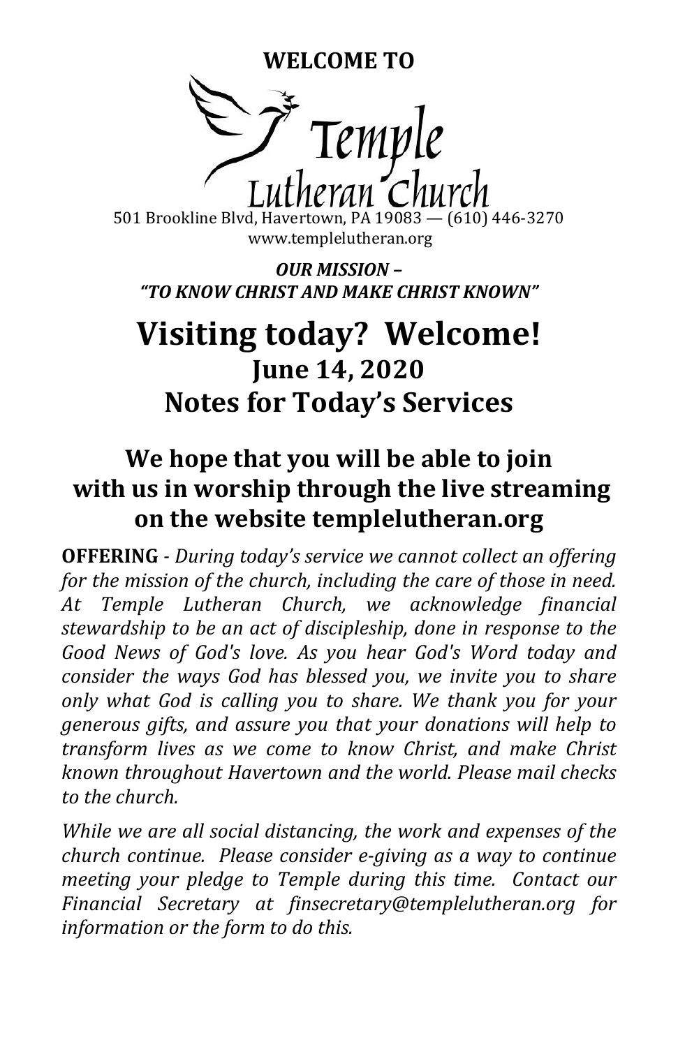**WELCOME TO**

# Temple Lutheran Church

501 Brookline Blvd, Havertown, PA 19083 — (610) 446-3270
www.templelutheran.org

***OUR MISSION –***
***"TO KNOW CHRIST AND MAKE CHRIST KNOWN"***

# Visiting today? Welcome!
## June 14, 2020
## Notes for Today's Services

## We hope that you will be able to join with us in worship through the live streaming on the website templelutheran.org

**OFFERING** - *During today's service we cannot collect an offering for the mission of the church, including the care of those in need. At Temple Lutheran Church, we acknowledge financial stewardship to be an act of discipleship, done in response to the Good News of God's love. As you hear God's Word today and consider the ways God has blessed you, we invite you to share only what God is calling you to share. We thank you for your generous gifts, and assure you that your donations will help to transform lives as we come to know Christ, and make Christ known throughout Havertown and the world. Please mail checks to the church.*

*While we are all social distancing, the work and expenses of the church continue. Please consider e-giving as a way to continue meeting your pledge to Temple during this time. Contact our Financial Secretary at finsecretary@templelutheran.org for information or the form to do this.*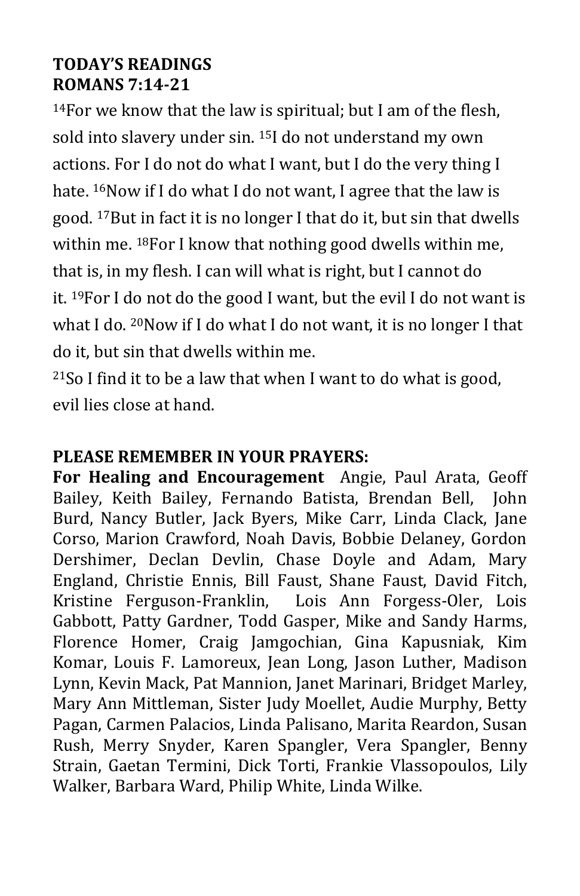**TODAY'S READINGS**
**ROMANS 7:14-21**

[14]For we know that the law is spiritual; but I am of the flesh, sold into slavery under sin. [15]I do not understand my own actions. For I do not do what I want, but I do the very thing I hate. [16]Now if I do what I do not want, I agree that the law is good. [17]But in fact it is no longer I that do it, but sin that dwells within me. [18]For I know that nothing good dwells within me, that is, in my flesh. I can will what is right, but I cannot do it. [19]For I do not do the good I want, but the evil I do not want is what I do. [20]Now if I do what I do not want, it is no longer I that do it, but sin that dwells within me.

[21]So I find it to be a law that when I want to do what is good, evil lies close at hand.

**PLEASE REMEMBER IN YOUR PRAYERS:**

**For Healing and Encouragement** Angie, Paul Arata, Geoff Bailey, Keith Bailey, Fernando Batista, Brendan Bell, John Burd, Nancy Butler, Jack Byers, Mike Carr, Linda Clack, Jane Corso, Marion Crawford, Noah Davis, Bobbie Delaney, Gordon Dershimer, Declan Devlin, Chase Doyle and Adam, Mary England, Christie Ennis, Bill Faust, Shane Faust, David Fitch, Kristine Ferguson-Franklin, Lois Ann Forgess-Oler, Lois Gabbott, Patty Gardner, Todd Gasper, Mike and Sandy Harms, Florence Homer, Craig Jamgochian, Gina Kapusniak, Kim Komar, Louis F. Lamoreux, Jean Long, Jason Luther, Madison Lynn, Kevin Mack, Pat Mannion, Janet Marinari, Bridget Marley, Mary Ann Mittleman, Sister Judy Moellet, Audie Murphy, Betty Pagan, Carmen Palacios, Linda Palisano, Marita Reardon, Susan Rush, Merry Snyder, Karen Spangler, Vera Spangler, Benny Strain, Gaetan Termini, Dick Torti, Frankie Vlassopoulos, Lily Walker, Barbara Ward, Philip White, Linda Wilke.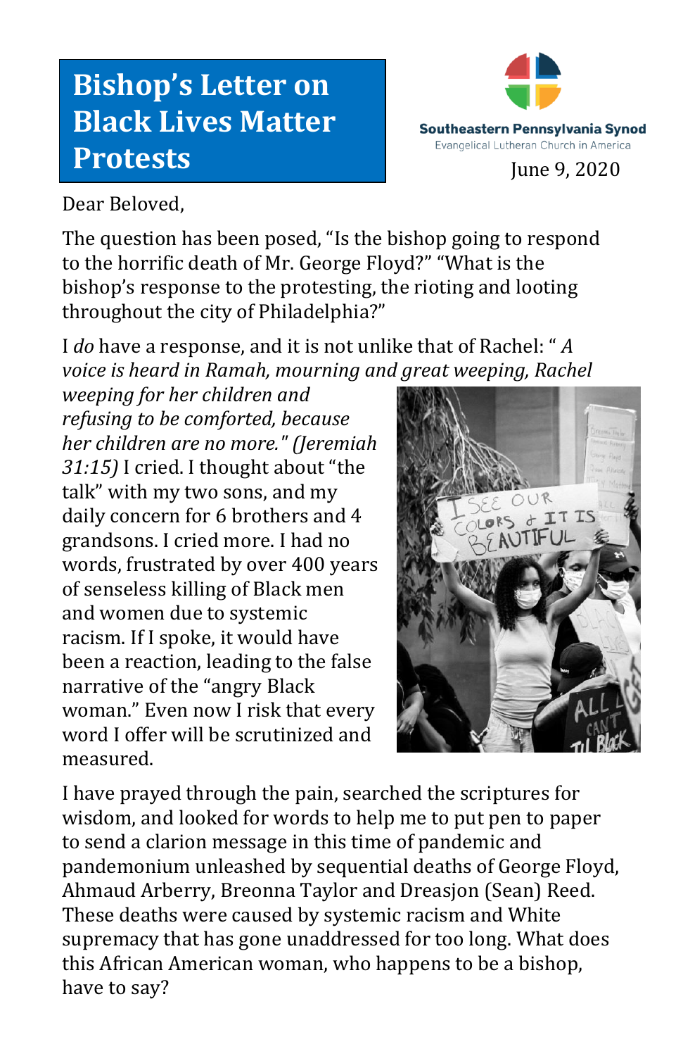# Bishop's Letter on Black Lives Matter Protests

**Southeastern Pennsylvania Synod**
Evangelical Lutheran Church in America

June 9, 2020

Dear Beloved,

The question has been posed, "Is the bishop going to respond to the horrific death of Mr. George Floyd?" "What is the bishop's response to the protesting, the rioting and looting throughout the city of Philadelphia?"

I *do* have a response, and it is not unlike that of Rachel: " *A voice is heard in Ramah, mourning and great weeping, Rachel weeping for her children and refusing to be comforted, because her children are no more." (Jeremiah 31:15)* I cried. I thought about "the talk" with my two sons, and my daily concern for 6 brothers and 4 grandsons. I cried more. I had no words, frustrated by over 400 years of senseless killing of Black men and women due to systemic racism. If I spoke, it would have been a reaction, leading to the false narrative of the "angry Black woman." Even now I risk that every word I offer will be scrutinized and measured.

I have prayed through the pain, searched the scriptures for wisdom, and looked for words to help me to put pen to paper to send a clarion message in this time of pandemic and pandemonium unleashed by sequential deaths of George Floyd, Ahmaud Arberry, Breonna Taylor and Dreasjon (Sean) Reed. These deaths were caused by systemic racism and White supremacy that has gone unaddressed for too long. What does this African American woman, who happens to be a bishop, have to say?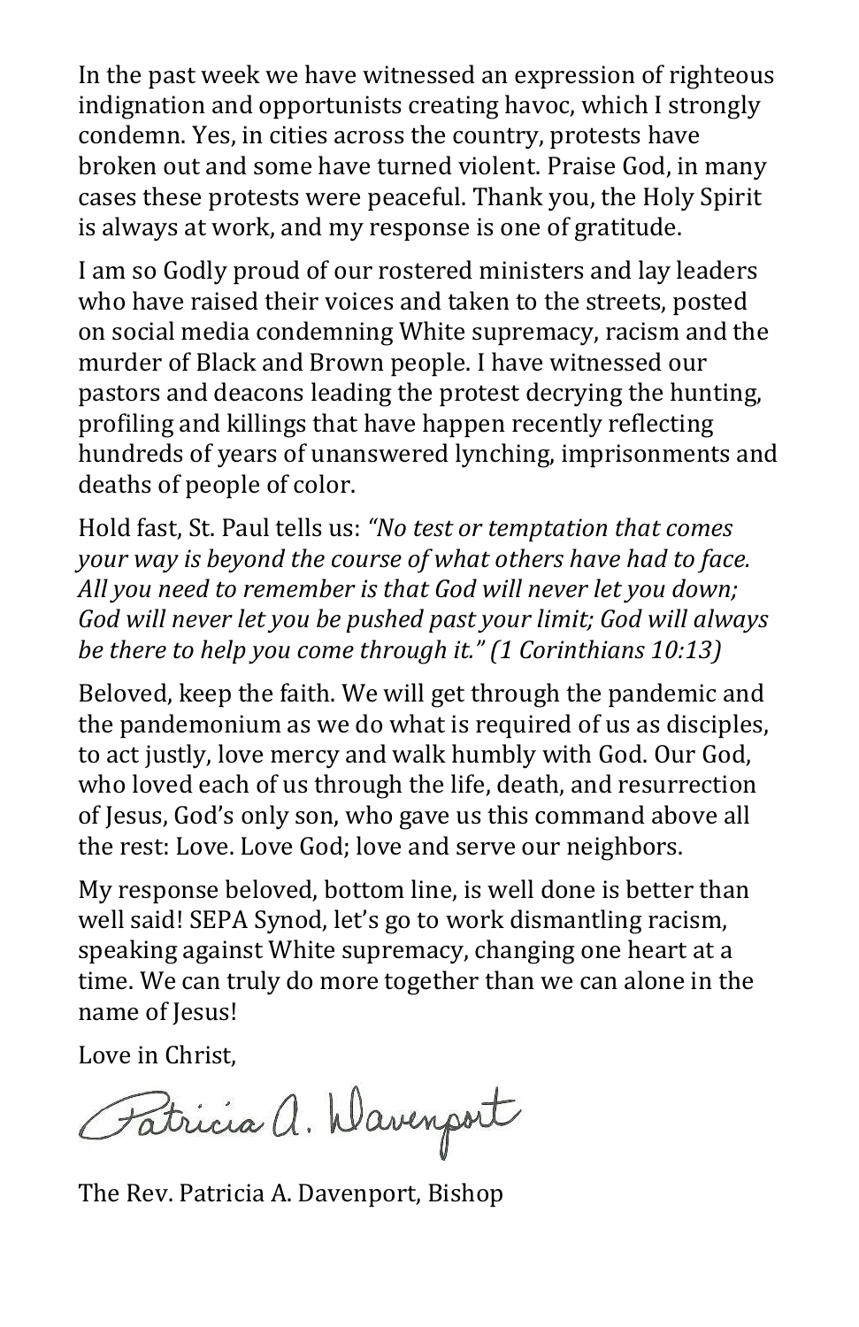In the past week we have witnessed an expression of righteous indignation and opportunists creating havoc, which I strongly condemn. Yes, in cities across the country, protests have broken out and some have turned violent. Praise God, in many cases these protests were peaceful. Thank you, the Holy Spirit is always at work, and my response is one of gratitude.

I am so Godly proud of our rostered ministers and lay leaders who have raised their voices and taken to the streets, posted on social media condemning White supremacy, racism and the murder of Black and Brown people. I have witnessed our pastors and deacons leading the protest decrying the hunting, profiling and killings that have happen recently reflecting hundreds of years of unanswered lynching, imprisonments and deaths of people of color.

Hold fast, St. Paul tells us: *"No test or temptation that comes your way is beyond the course of what others have had to face. All you need to remember is that God will never let you down; God will never let you be pushed past your limit; God will always be there to help you come through it." (1 Corinthians 10:13)*

Beloved, keep the faith. We will get through the pandemic and the pandemonium as we do what is required of us as disciples, to act justly, love mercy and walk humbly with God. Our God, who loved each of us through the life, death, and resurrection of Jesus, God's only son, who gave us this command above all the rest: Love. Love God; love and serve our neighbors.

My response beloved, bottom line, is well done is better than well said! SEPA Synod, let's go to work dismantling racism, speaking against White supremacy, changing one heart at a time. We can truly do more together than we can alone in the name of Jesus!

Love in Christ,

Patricia A. Davenport

The Rev. Patricia A. Davenport, Bishop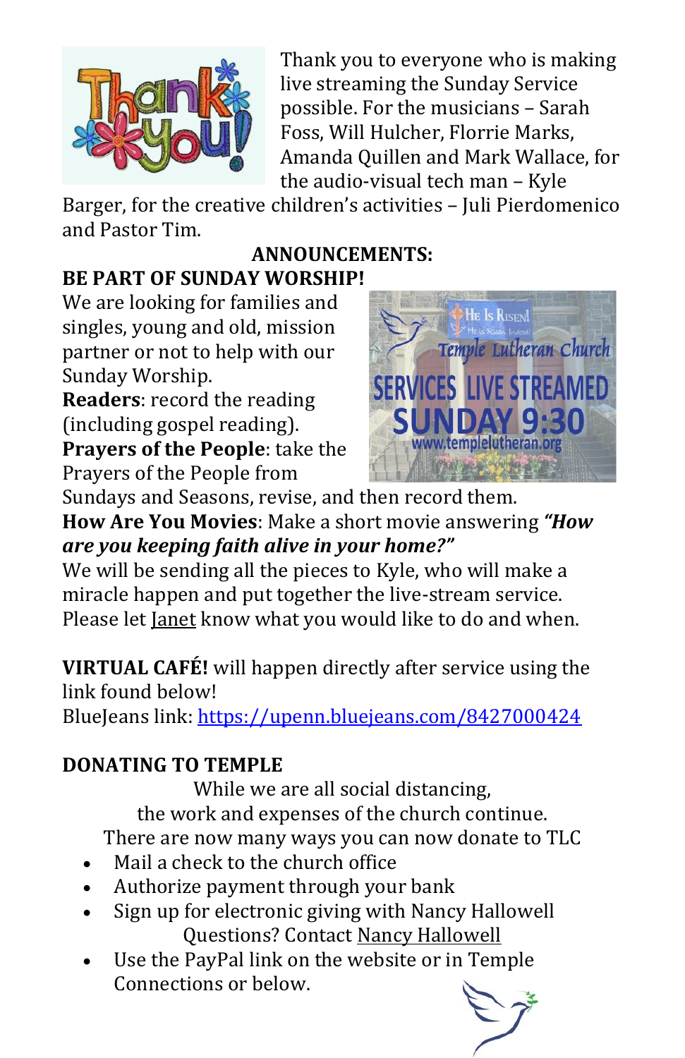Thank you to everyone who is making live streaming the Sunday Service possible. For the musicians – Sarah Foss, Will Hulcher, Florrie Marks, Amanda Quillen and Mark Wallace, for the audio-visual tech man – Kyle Barger, for the creative children's activities – Juli Pierdomenico and Pastor Tim.

## ANNOUNCEMENTS:

**BE PART OF SUNDAY WORSHIP!**

We are looking for families and singles, young and old, mission partner or not to help with our Sunday Worship.

**Readers**: record the reading (including gospel reading).

**Prayers of the People**: take the Prayers of the People from Sundays and Seasons, revise, and then record them.

**How Are You Movies**: Make a short movie answering ***"How are you keeping faith alive in your home?"***

We will be sending all the pieces to Kyle, who will make a miracle happen and put together the live-stream service.

Please let Janet know what you would like to do and when.

**VIRTUAL CAFÉ!** will happen directly after service using the link found below!

BlueJeans link: https://upenn.bluejeans.com/8427000424

**DONATING TO TEMPLE**

While we are all social distancing,
the work and expenses of the church continue.
There are now many ways you can now donate to TLC

- Mail a check to the church office
- Authorize payment through your bank
- Sign up for electronic giving with Nancy Hallowell
  Questions? Contact Nancy Hallowell
- Use the PayPal link on the website or in Temple Connections or below.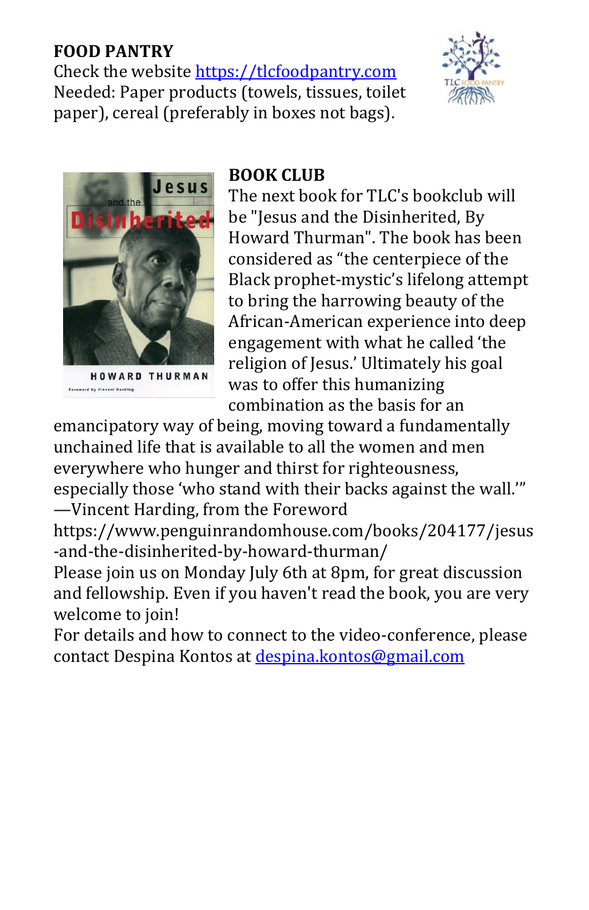**FOOD PANTRY**

Check the website https://tlcfoodpantry.com
Needed: Paper products (towels, tissues, toilet paper), cereal (preferably in boxes not bags).

**BOOK CLUB**

The next book for TLC's bookclub will be "Jesus and the Disinherited, By Howard Thurman". The book has been considered as "the centerpiece of the Black prophet-mystic's lifelong attempt to bring the harrowing beauty of the African-American experience into deep engagement with what he called 'the religion of Jesus.' Ultimately his goal was to offer this humanizing combination as the basis for an emancipatory way of being, moving toward a fundamentally unchained life that is available to all the women and men everywhere who hunger and thirst for righteousness, especially those 'who stand with their backs against the wall.'"
—Vincent Harding, from the Foreword
https://www.penguinrandomhouse.com/books/204177/jesus-and-the-disinherited-by-howard-thurman/

Please join us on Monday July 6th at 8pm, for great discussion and fellowship. Even if you haven't read the book, you are very welcome to join!

For details and how to connect to the video-conference, please contact Despina Kontos at despina.kontos@gmail.com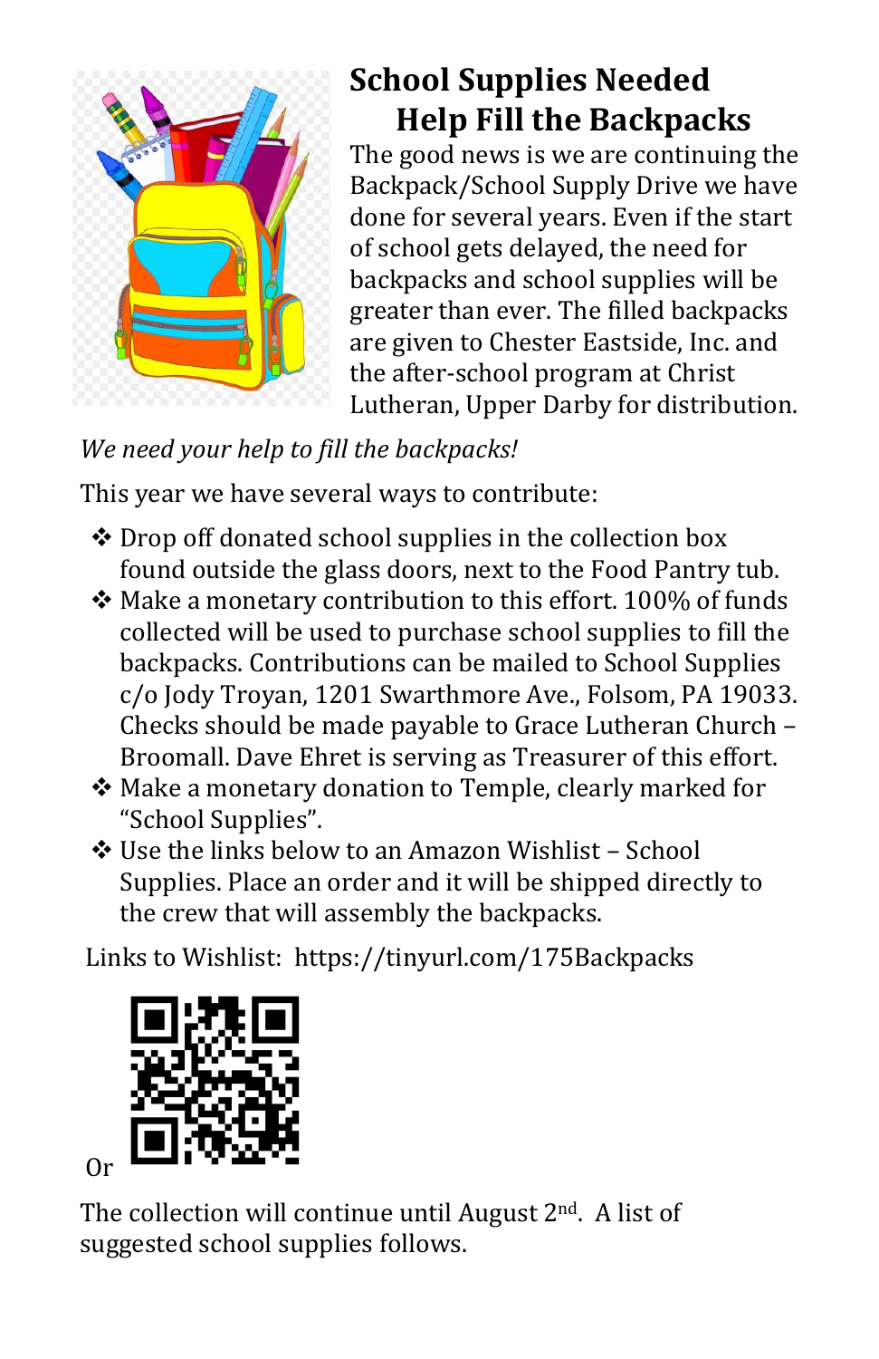## School Supplies Needed
## Help Fill the Backpacks

The good news is we are continuing the Backpack/School Supply Drive we have done for several years. Even if the start of school gets delayed, the need for backpacks and school supplies will be greater than ever. The filled backpacks are given to Chester Eastside, Inc. and the after-school program at Christ Lutheran, Upper Darby for distribution.

*We need your help to fill the backpacks!*

This year we have several ways to contribute:

- ❖ Drop off donated school supplies in the collection box found outside the glass doors, next to the Food Pantry tub.
- ❖ Make a monetary contribution to this effort. 100% of funds collected will be used to purchase school supplies to fill the backpacks. Contributions can be mailed to School Supplies c/o Jody Troyan, 1201 Swarthmore Ave., Folsom, PA 19033. Checks should be made payable to Grace Lutheran Church – Broomall. Dave Ehret is serving as Treasurer of this effort.
- ❖ Make a monetary donation to Temple, clearly marked for "School Supplies".
- ❖ Use the links below to an Amazon Wishlist – School Supplies. Place an order and it will be shipped directly to the crew that will assembly the backpacks.

Links to Wishlist: https://tinyurl.com/175Backpacks

Or

The collection will continue until August 2nd. A list of suggested school supplies follows.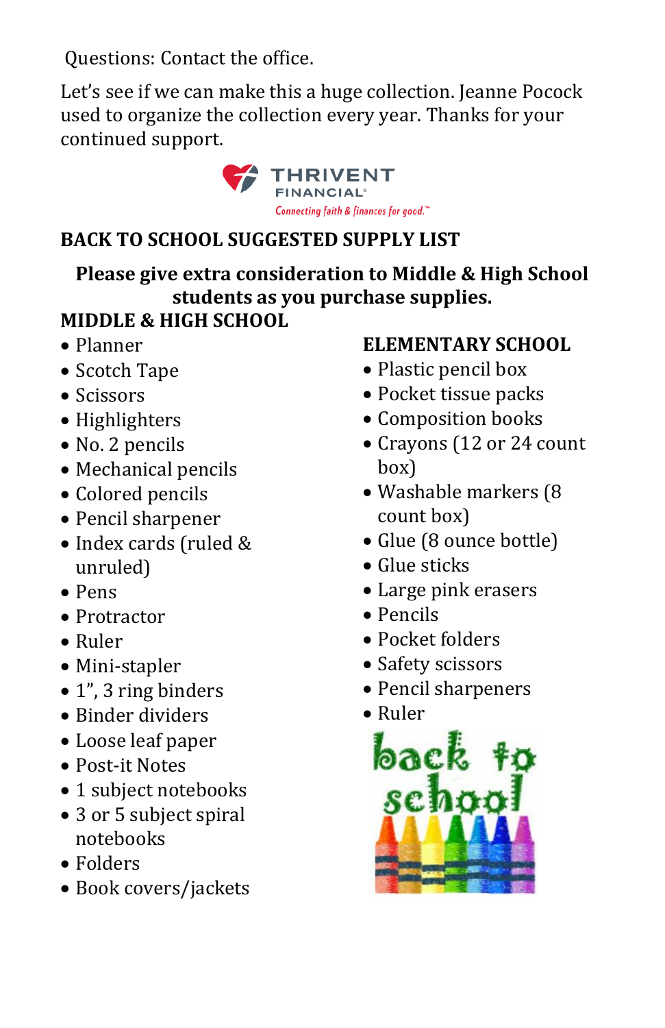Questions: Contact the office.

Let's see if we can make this a huge collection. Jeanne Pocock used to organize the collection every year. Thanks for your continued support.

THRIVENT FINANCIAL
*Connecting faith & finances for good.*™

## BACK TO SCHOOL SUGGESTED SUPPLY LIST

**Please give extra consideration to Middle & High School students as you purchase supplies.**

### MIDDLE & HIGH SCHOOL

- Planner
- Scotch Tape
- Scissors
- Highlighters
- No. 2 pencils
- Mechanical pencils
- Colored pencils
- Pencil sharpener
- Index cards (ruled & unruled)
- Pens
- Protractor
- Ruler
- Mini-stapler
- 1", 3 ring binders
- Binder dividers
- Loose leaf paper
- Post-it Notes
- 1 subject notebooks
- 3 or 5 subject spiral notebooks
- Folders
- Book covers/jackets

### ELEMENTARY SCHOOL

- Plastic pencil box
- Pocket tissue packs
- Composition books
- Crayons (12 or 24 count box)
- Washable markers (8 count box)
- Glue (8 ounce bottle)
- Glue sticks
- Large pink erasers
- Pencils
- Pocket folders
- Safety scissors
- Pencil sharpeners
- Ruler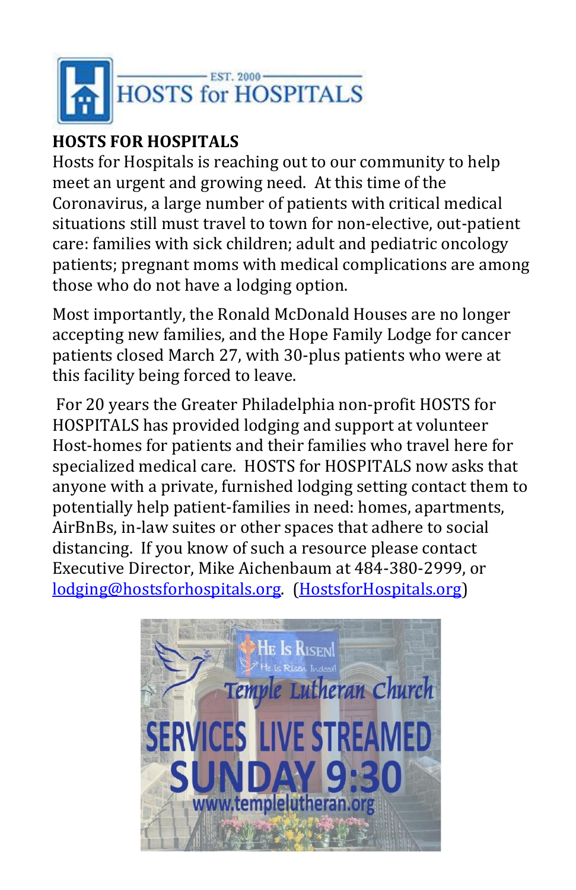EST. 2000

HOSTS for HOSPITALS

**HOSTS FOR HOSPITALS**

Hosts for Hospitals is reaching out to our community to help meet an urgent and growing need. At this time of the Coronavirus, a large number of patients with critical medical situations still must travel to town for non-elective, out-patient care: families with sick children; adult and pediatric oncology patients; pregnant moms with medical complications are among those who do not have a lodging option.

Most importantly, the Ronald McDonald Houses are no longer accepting new families, and the Hope Family Lodge for cancer patients closed March 27, with 30-plus patients who were at this facility being forced to leave.

For 20 years the Greater Philadelphia non-profit HOSTS for HOSPITALS has provided lodging and support at volunteer Host-homes for patients and their families who travel here for specialized medical care. HOSTS for HOSPITALS now asks that anyone with a private, furnished lodging setting contact them to potentially help patient-families in need: homes, apartments, AirBnBs, in-law suites or other spaces that adhere to social distancing. If you know of such a resource please contact Executive Director, Mike Aichenbaum at 484-380-2999, or lodging@hostsforhospitals.org. (HostsforHospitals.org)

He Is Risen! He is Risen Indeed!

Temple Lutheran Church

SERVICES LIVE STREAMED

SUNDAY 9:30

www.templelutheran.org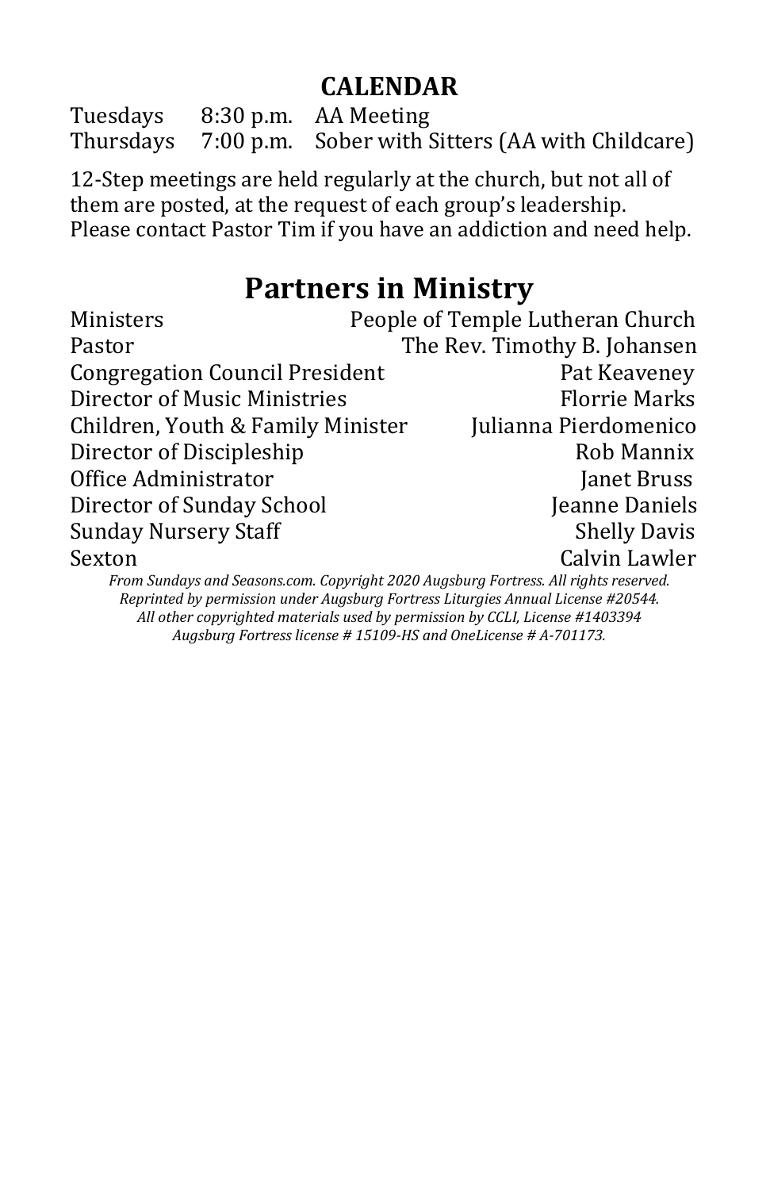## CALENDAR

| | | |
|---|---|---|
| Tuesdays | 8:30 p.m. | AA Meeting |
| Thursdays | 7:00 p.m. | Sober with Sitters (AA with Childcare) |

12-Step meetings are held regularly at the church, but not all of them are posted, at the request of each group's leadership. Please contact Pastor Tim if you have an addiction and need help.

# Partners in Ministry

| | |
|---|---|
| Ministers | People of Temple Lutheran Church |
| Pastor | The Rev. Timothy B. Johansen |
| Congregation Council President | Pat Keaveney |
| Director of Music Ministries | Florrie Marks |
| Children, Youth & Family Minister | Julianna Pierdomenico |
| Director of Discipleship | Rob Mannix |
| Office Administrator | Janet Bruss |
| Director of Sunday School | Jeanne Daniels |
| Sunday Nursery Staff | Shelly Davis |
| Sexton | Calvin Lawler |

*From Sundays and Seasons.com. Copyright 2020 Augsburg Fortress. All rights reserved. Reprinted by permission under Augsburg Fortress Liturgies Annual License #20544. All other copyrighted materials used by permission by CCLI, License #1403394 Augsburg Fortress license # 15109-HS and OneLicense # A-701173.*